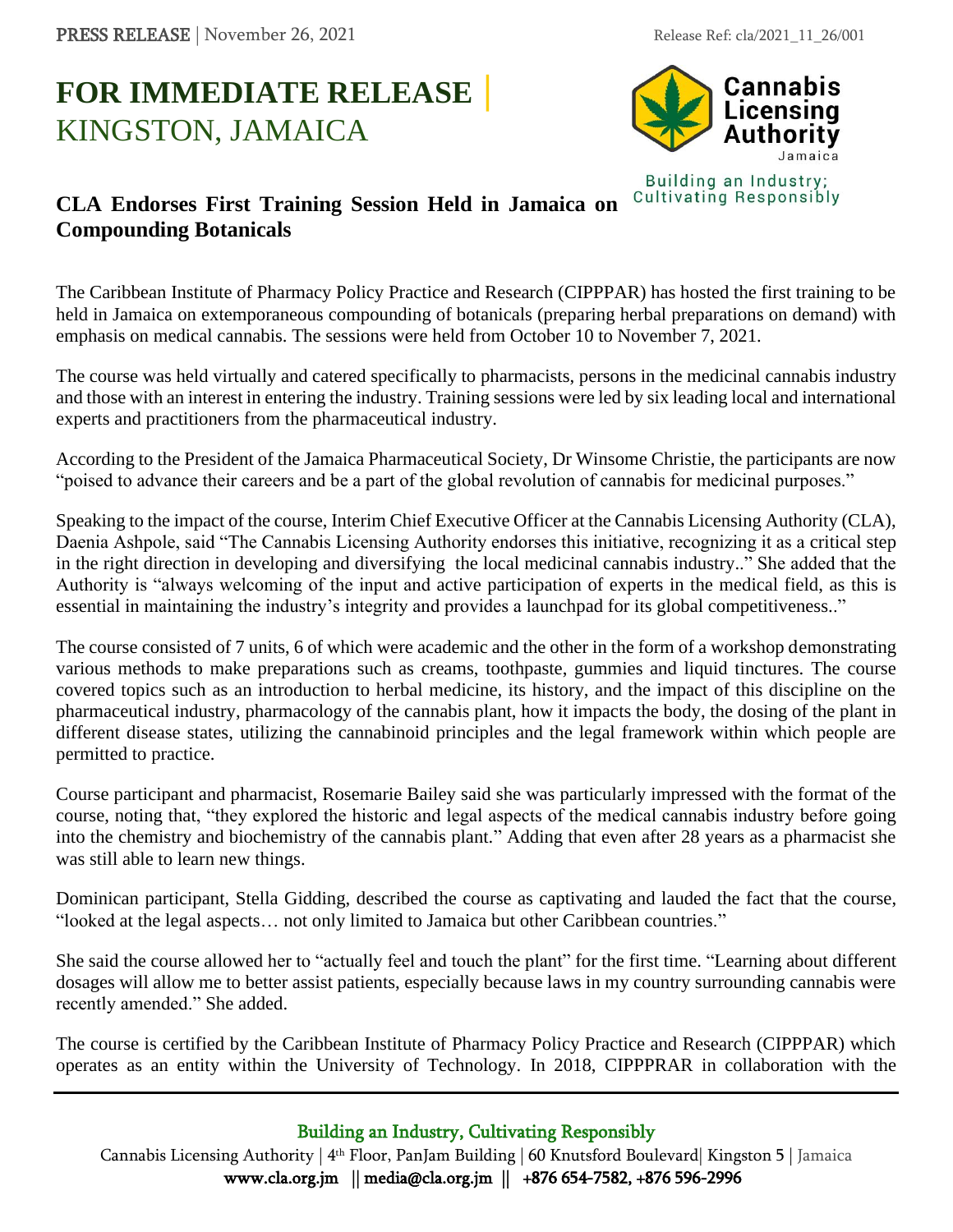PRESS RELEASE | November 26, 2021

Release Ref: cla/2021_11_26/001

# FOR IMMEDIATE RELEASE | KINGSTON, JAMAICA

Cannabis Licensing Authority Jamaica

Building an Industry; Cultivating Responsibly

## CLA Endorses First Training Session Held in Jamaica on Compounding Botanicals

The Caribbean Institute of Pharmacy Policy Practice and Research (CIPPPAR) has hosted the first training to be held in Jamaica on extemporaneous compounding of botanicals (preparing herbal preparations on demand) with emphasis on medical cannabis. The sessions were held from October 10 to November 7, 2021.

The course was held virtually and catered specifically to pharmacists, persons in the medicinal cannabis industry and those with an interest in entering the industry. Training sessions were led by six leading local and international experts and practitioners from the pharmaceutical industry.

According to the President of the Jamaica Pharmaceutical Society, Dr Winsome Christie, the participants are now "poised to advance their careers and be a part of the global revolution of cannabis for medicinal purposes."

Speaking to the impact of the course, Interim Chief Executive Officer at the Cannabis Licensing Authority (CLA), Daenia Ashpole, said "The Cannabis Licensing Authority endorses this initiative, recognizing it as a critical step in the right direction in developing and diversifying the local medicinal cannabis industry.." She added that the Authority is "always welcoming of the input and active participation of experts in the medical field, as this is essential in maintaining the industry's integrity and provides a launchpad for its global competitiveness.."

The course consisted of 7 units, 6 of which were academic and the other in the form of a workshop demonstrating various methods to make preparations such as creams, toothpaste, gummies and liquid tinctures. The course covered topics such as an introduction to herbal medicine, its history, and the impact of this discipline on the pharmaceutical industry, pharmacology of the cannabis plant, how it impacts the body, the dosing of the plant in different disease states, utilizing the cannabinoid principles and the legal framework within which people are permitted to practice.

Course participant and pharmacist, Rosemarie Bailey said she was particularly impressed with the format of the course, noting that, "they explored the historic and legal aspects of the medical cannabis industry before going into the chemistry and biochemistry of the cannabis plant." Adding that even after 28 years as a pharmacist she was still able to learn new things.

Dominican participant, Stella Gidding, described the course as captivating and lauded the fact that the course, "looked at the legal aspects… not only limited to Jamaica but other Caribbean countries."

She said the course allowed her to "actually feel and touch the plant" for the first time. "Learning about different dosages will allow me to better assist patients, especially because laws in my country surrounding cannabis were recently amended." She added.

The course is certified by the Caribbean Institute of Pharmacy Policy Practice and Research (CIPPPAR) which operates as an entity within the University of Technology. In 2018, CIPPPRAR in collaboration with the

Building an Industry, Cultivating Responsibly

Cannabis Licensing Authority | 4th Floor, PanJam Building | 60 Knutsford Boulevard| Kingston 5 | Jamaica

www.cla.org.jm || media@cla.org.jm || +876 654-7582, +876 596-2996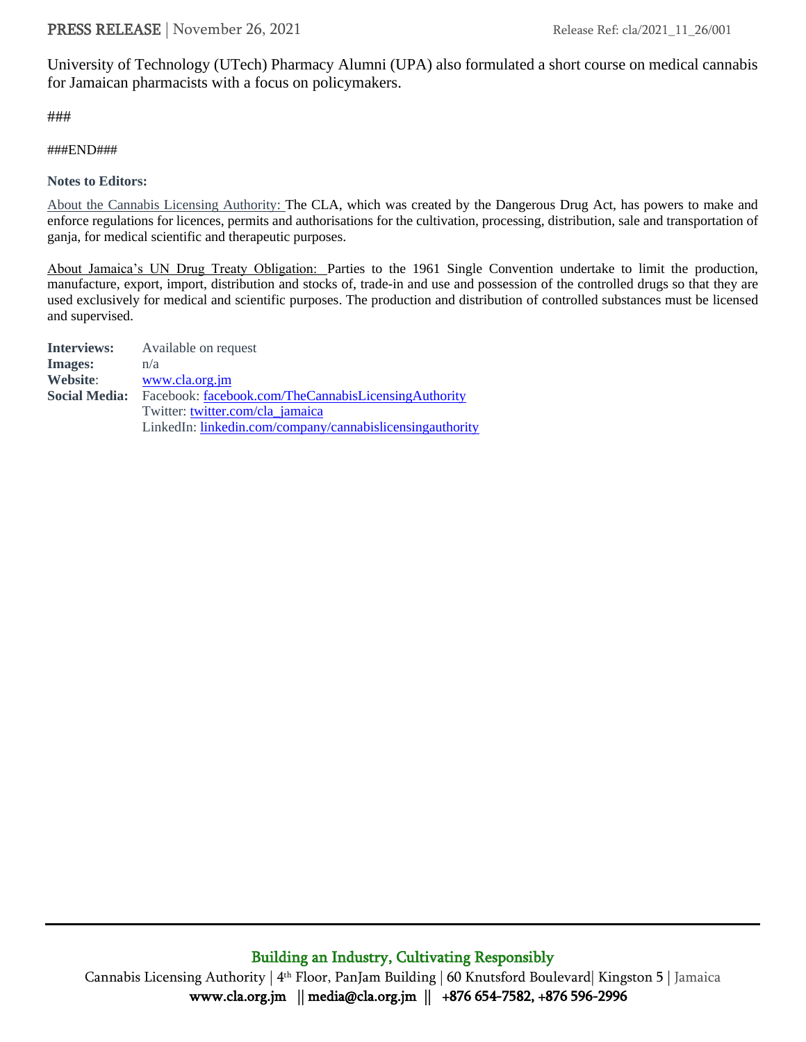University of Technology (UTech) Pharmacy Alumni (UPA) also formulated a short course on medical cannabis for Jamaican pharmacists with a focus on policymakers.

###

###END###

**Notes to Editors:**

About the Cannabis Licensing Authority: The CLA, which was created by the Dangerous Drug Act, has powers to make and enforce regulations for licences, permits and authorisations for the cultivation, processing, distribution, sale and transportation of ganja, for medical scientific and therapeutic purposes.

About Jamaica's UN Drug Treaty Obligation: Parties to the 1961 Single Convention undertake to limit the production, manufacture, export, import, distribution and stocks of, trade-in and use and possession of the controlled drugs so that they are used exclusively for medical and scientific purposes. The production and distribution of controlled substances must be licensed and supervised.

| | |
|---|---|
| **Interviews:** | Available on request |
| **Images:** | n/a |
| **Website**: | www.cla.org.jm |
| **Social Media:** | Facebook: facebook.com/TheCannabisLicensingAuthority |
| | Twitter: twitter.com/cla_jamaica |
| | LinkedIn: linkedin.com/company/cannabislicensingauthority |